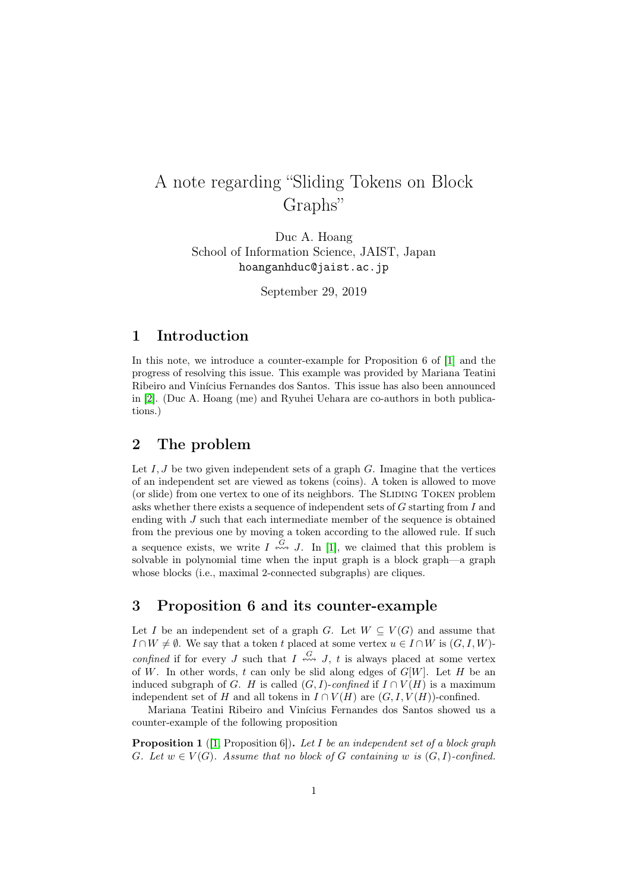# A note regarding "Sliding Tokens on Block Graphs"

Duc A. Hoang
School of Information Science, JAIST, Japan
hoanganhduc@jaist.ac.jp

September 29, 2019

## 1 Introduction

In this note, we introduce a counter-example for Proposition 6 of [1] and the progress of resolving this issue. This example was provided by Mariana Teatini Ribeiro and Vinícius Fernandes dos Santos. This issue has also been announced in [2]. (Duc A. Hoang (me) and Ryuhei Uehara are co-authors in both publications.)

## 2 The problem

Let $I, J$ be two given independent sets of a graph $G$. Imagine that the vertices of an independent set are viewed as tokens (coins). A token is allowed to move (or slide) from one vertex to one of its neighbors. The Sliding Token problem asks whether there exists a sequence of independent sets of $G$ starting from $I$ and ending with $J$ such that each intermediate member of the sequence is obtained from the previous one by moving a token according to the allowed rule. If such a sequence exists, we write $I \overset{G}{\leftrightsquigarrow} J$. In [1], we claimed that this problem is solvable in polynomial time when the input graph is a block graph—a graph whose blocks (i.e., maximal 2-connected subgraphs) are cliques.

## 3 Proposition 6 and its counter-example

Let $I$ be an independent set of a graph $G$. Let $W \subseteq V(G)$ and assume that $I \cap W \neq \emptyset$. We say that a token $t$ placed at some vertex $u \in I \cap W$ is $(G, I, W)$-*confined* if for every $J$ such that $I \overset{G}{\leftrightsquigarrow} J$, $t$ is always placed at some vertex of $W$. In other words, $t$ can only be slid along edges of $G[W]$. Let $H$ be an induced subgraph of $G$. $H$ is called $(G, I)$-*confined* if $I \cap V(H)$ is a maximum independent set of $H$ and all tokens in $I \cap V(H)$ are $(G, I, V(H))$-confined.

Mariana Teatini Ribeiro and Vinícius Fernandes dos Santos showed us a counter-example of the following proposition

**Proposition 1** ([1, Proposition 6]). *Let $I$ be an independent set of a block graph $G$. Let $w \in V(G)$. Assume that no block of $G$ containing $w$ is $(G, I)$-confined.*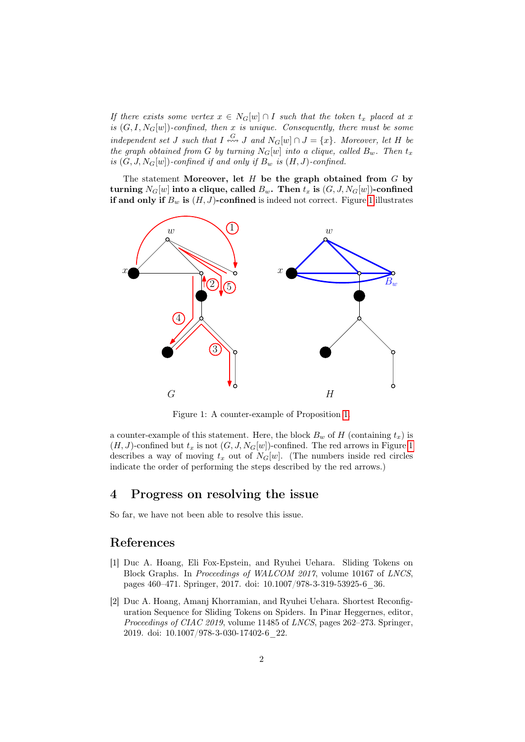*If there exists some vertex $x \in N_G[w] \cap I$ such that the token $t_x$ placed at $x$ is $(G, I, N_G[w])$-confined, then $x$ is unique. Consequently, there must be some independent set $J$ such that $I \overset{G}{\leftrightsquigarrow} J$ and $N_G[w] \cap J = \{x\}$. Moreover, let $H$ be the graph obtained from $G$ by turning $N_G[w]$ into a clique, called $B_w$. Then $t_x$ is $(G, J, N_G[w])$-confined if and only if $B_w$ is $(H, J)$-confined.*

The statement **Moreover, let $H$ be the graph obtained from $G$ by turning $N_G[w]$ into a clique, called $B_w$. Then $t_x$ is $(G, J, N_G[w])$-confined if and only if $B_w$ is $(H, J)$-confined** is indeed not correct. Figure 1 illustrates

w
x
1
2
5
4
3
G

w
x
$B_w$
H

Figure 1: A counter-example of Proposition 1.

a counter-example of this statement. Here, the block $B_w$ of $H$ (containing $t_x$) is $(H, J)$-confined but $t_x$ is not $(G, J, N_G[w])$-confined. The red arrows in Figure 1 describes a way of moving $t_x$ out of $N_G[w]$. (The numbers inside red circles indicate the order of performing the steps described by the red arrows.)

## 4 Progress on resolving the issue

So far, we have not been able to resolve this issue.

## References

[1] Duc A. Hoang, Eli Fox-Epstein, and Ryuhei Uehara. Sliding Tokens on Block Graphs. In *Proceedings of WALCOM 2017*, volume 10167 of *LNCS*, pages 460–471. Springer, 2017. doi: 10.1007/978-3-319-53925-6_36.

[2] Duc A. Hoang, Amanj Khorramian, and Ryuhei Uehara. Shortest Reconfiguration Sequence for Sliding Tokens on Spiders. In Pinar Heggernes, editor, *Proceedings of CIAC 2019*, volume 11485 of *LNCS*, pages 262–273. Springer, 2019. doi: 10.1007/978-3-030-17402-6_22.